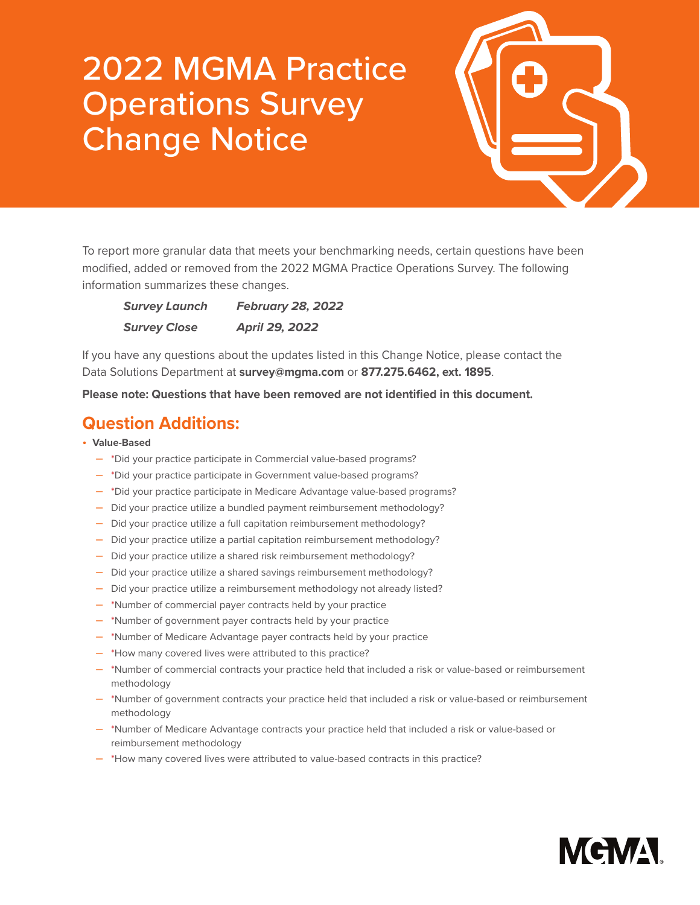# 2022 MGMA Practice Operations Survey Change Notice

To report more granular data that meets your benchmarking needs, certain questions have been modified, added or removed from the 2022 MGMA Practice Operations Survey. The following information summarizes these changes.

| | |
|---|---|
| ***Survey Launch*** | ***February 28, 2022*** |
| ***Survey Close*** | ***April 29, 2022*** |

If you have any questions about the updates listed in this Change Notice, please contact the Data Solutions Department at **survey@mgma.com** or **877.275.6462, ext. 1895**.

**Please note: Questions that have been removed are not identified in this document.**

## Question Additions:

- **Value-Based**
  - *Did your practice participate in Commercial value-based programs?
  - *Did your practice participate in Government value-based programs?
  - *Did your practice participate in Medicare Advantage value-based programs?
  - Did your practice utilize a bundled payment reimbursement methodology?
  - Did your practice utilize a full capitation reimbursement methodology?
  - Did your practice utilize a partial capitation reimbursement methodology?
  - Did your practice utilize a shared risk reimbursement methodology?
  - Did your practice utilize a shared savings reimbursement methodology?
  - Did your practice utilize a reimbursement methodology not already listed?
  - *Number of commercial payer contracts held by your practice
  - *Number of government payer contracts held by your practice
  - *Number of Medicare Advantage payer contracts held by your practice
  - *How many covered lives were attributed to this practice?
  - *Number of commercial contracts your practice held that included a risk or value-based or reimbursement methodology
  - *Number of government contracts your practice held that included a risk or value-based or reimbursement methodology
  - *Number of Medicare Advantage contracts your practice held that included a risk or value-based or reimbursement methodology
  - *How many covered lives were attributed to value-based contracts in this practice?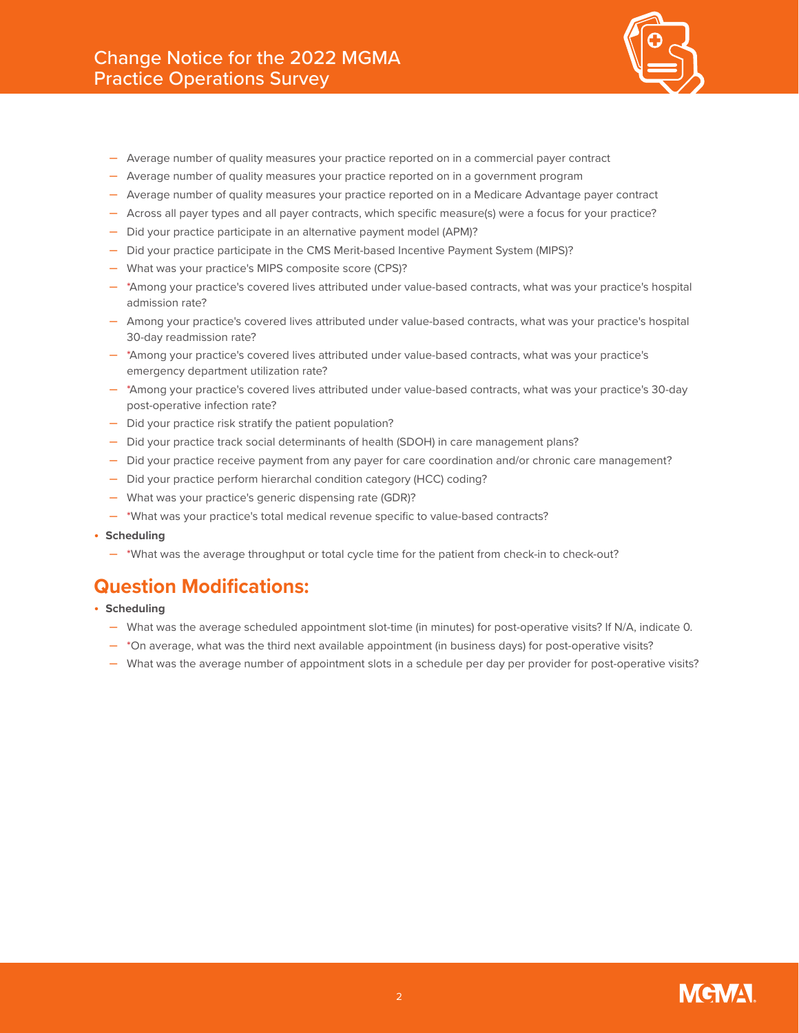- Average number of quality measures your practice reported on in a commercial payer contract
  - Average number of quality measures your practice reported on in a government program
  - Average number of quality measures your practice reported on in a Medicare Advantage payer contract
  - Across all payer types and all payer contracts, which specific measure(s) were a focus for your practice?
  - Did your practice participate in an alternative payment model (APM)?
  - Did your practice participate in the CMS Merit-based Incentive Payment System (MIPS)?
  - What was your practice's MIPS composite score (CPS)?
  - *Among your practice's covered lives attributed under value-based contracts, what was your practice's hospital admission rate?
  - Among your practice's covered lives attributed under value-based contracts, what was your practice's hospital 30-day readmission rate?
  - *Among your practice's covered lives attributed under value-based contracts, what was your practice's emergency department utilization rate?
  - *Among your practice's covered lives attributed under value-based contracts, what was your practice's 30-day post-operative infection rate?
  - Did your practice risk stratify the patient population?
  - Did your practice track social determinants of health (SDOH) in care management plans?
  - Did your practice receive payment from any payer for care coordination and/or chronic care management?
  - Did your practice perform hierarchal condition category (HCC) coding?
  - What was your practice's generic dispensing rate (GDR)?
  - *What was your practice's total medical revenue specific to value-based contracts?
- **Scheduling**
  - *What was the average throughput or total cycle time for the patient from check-in to check-out?

## Question Modifications:

- **Scheduling**
  - What was the average scheduled appointment slot-time (in minutes) for post-operative visits? If N/A, indicate 0.
  - *On average, what was the third next available appointment (in business days) for post-operative visits?
  - What was the average number of appointment slots in a schedule per day per provider for post-operative visits?